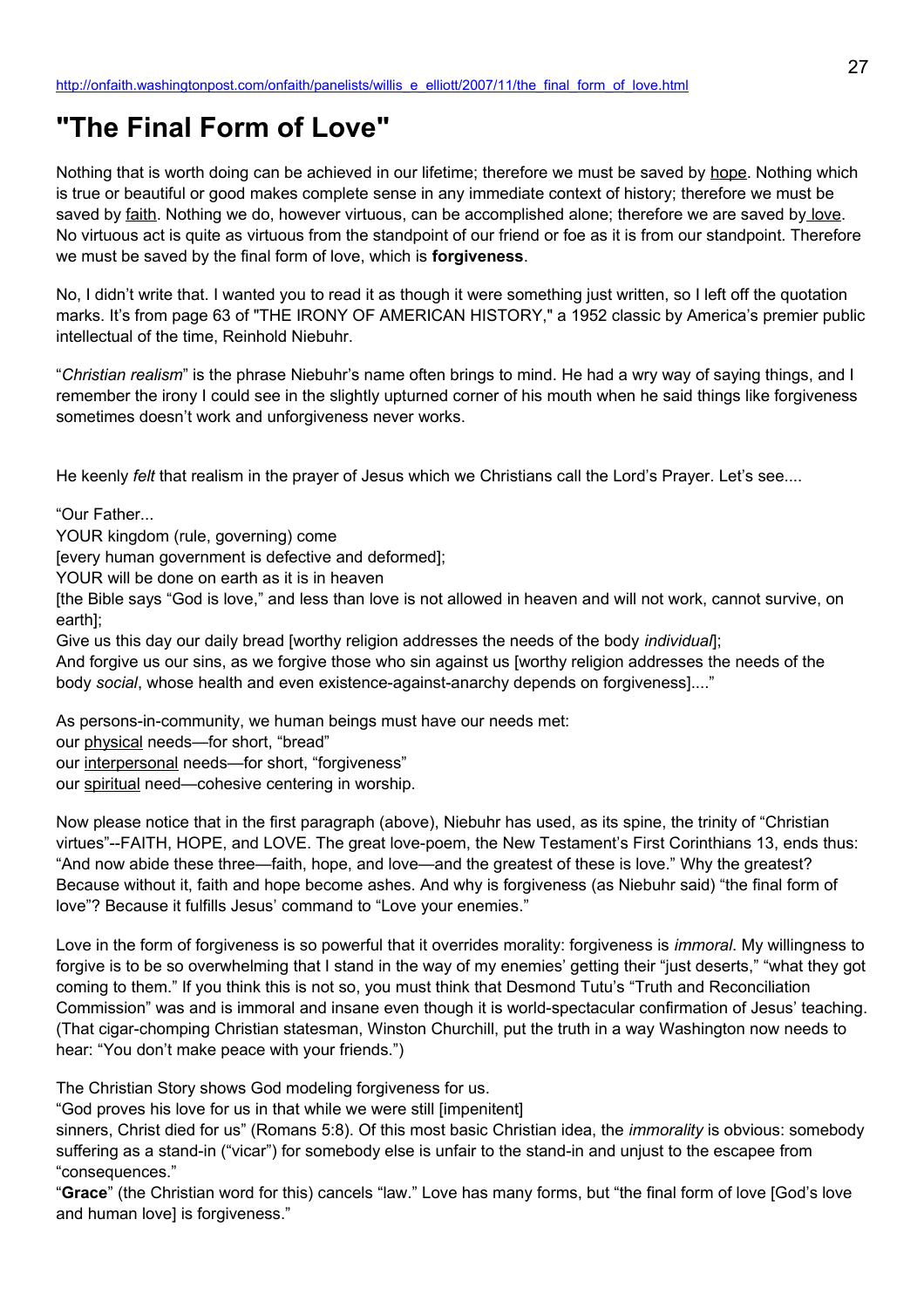http://onfaith.washingtonpost.com/onfaith/panelists/willis_e_elliott/2007/11/the_final_form_of_love.html

# "The Final Form of Love"

Nothing that is worth doing can be achieved in our lifetime; therefore we must be saved by hope. Nothing which is true or beautiful or good makes complete sense in any immediate context of history; therefore we must be saved by faith. Nothing we do, however virtuous, can be accomplished alone; therefore we are saved by love. No virtuous act is quite as virtuous from the standpoint of our friend or foe as it is from our standpoint. Therefore we must be saved by the final form of love, which is **forgiveness**.

No, I didn't write that. I wanted you to read it as though it were something just written, so I left off the quotation marks. It's from page 63 of "THE IRONY OF AMERICAN HISTORY," a 1952 classic by America's premier public intellectual of the time, Reinhold Niebuhr.

"*Christian realism*" is the phrase Niebuhr's name often brings to mind. He had a wry way of saying things, and I remember the irony I could see in the slightly upturned corner of his mouth when he said things like forgiveness sometimes doesn't work and unforgiveness never works.

He keenly *felt* that realism in the prayer of Jesus which we Christians call the Lord's Prayer. Let's see....

"Our Father...
YOUR kingdom (rule, governing) come
[every human government is defective and deformed];
YOUR will be done on earth as it is in heaven
[the Bible says "God is love," and less than love is not allowed in heaven and will not work, cannot survive, on earth];
Give us this day our daily bread [worthy religion addresses the needs of the body *individual*];
And forgive us our sins, as we forgive those who sin against us [worthy religion addresses the needs of the body *social*, whose health and even existence-against-anarchy depends on forgiveness]...."

As persons-in-community, we human beings must have our needs met:
our physical needs—for short, "bread"
our interpersonal needs—for short, "forgiveness"
our spiritual need—cohesive centering in worship.

Now please notice that in the first paragraph (above), Niebuhr has used, as its spine, the trinity of "Christian virtues"--FAITH, HOPE, and LOVE. The great love-poem, the New Testament's First Corinthians 13, ends thus: "And now abide these three—faith, hope, and love—and the greatest of these is love." Why the greatest? Because without it, faith and hope become ashes. And why is forgiveness (as Niebuhr said) "the final form of love"? Because it fulfills Jesus' command to "Love your enemies."

Love in the form of forgiveness is so powerful that it overrides morality: forgiveness is *immoral*. My willingness to forgive is to be so overwhelming that I stand in the way of my enemies' getting their "just deserts," "what they got coming to them." If you think this is not so, you must think that Desmond Tutu's "Truth and Reconciliation Commission" was and is immoral and insane even though it is world-spectacular confirmation of Jesus' teaching. (That cigar-chomping Christian statesman, Winston Churchill, put the truth in a way Washington now needs to hear: "You don't make peace with your friends.")

The Christian Story shows God modeling forgiveness for us.
"God proves his love for us in that while we were still [impenitent]
sinners, Christ died for us" (Romans 5:8). Of this most basic Christian idea, the *immorality* is obvious: somebody suffering as a stand-in ("vicar") for somebody else is unfair to the stand-in and unjust to the escapee from "consequences."
"**Grace**" (the Christian word for this) cancels "law." Love has many forms, but "the final form of love [God's love and human love] is forgiveness."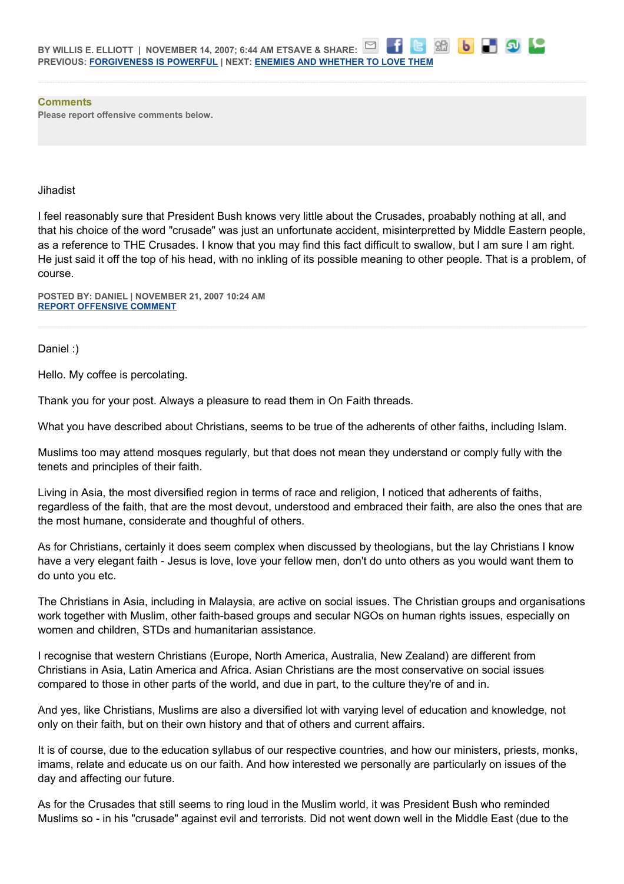BY WILLIS E. ELLIOTT | NOVEMBER 14, 2007; 6:44 AM ETSAVE & SHARE:
PREVIOUS: FORGIVENESS IS POWERFUL | NEXT: ENEMIES AND WHETHER TO LOVE THEM

**Comments**
Please report offensive comments below.

Jihadist

I feel reasonably sure that President Bush knows very little about the Crusades, proabably nothing at all, and that his choice of the word "crusade" was just an unfortunate accident, misinterpretted by Middle Eastern people, as a reference to THE Crusades. I know that you may find this fact difficult to swallow, but I am sure I am right. He just said it off the top of his head, with no inkling of its possible meaning to other people. That is a problem, of course.

POSTED BY: DANIEL | NOVEMBER 21, 2007 10:24 AM
REPORT OFFENSIVE COMMENT

---

Daniel :)

Hello. My coffee is percolating.

Thank you for your post. Always a pleasure to read them in On Faith threads.

What you have described about Christians, seems to be true of the adherents of other faiths, including Islam.

Muslims too may attend mosques regularly, but that does not mean they understand or comply fully with the tenets and principles of their faith.

Living in Asia, the most diversified region in terms of race and religion, I noticed that adherents of faiths, regardless of the faith, that are the most devout, understood and embraced their faith, are also the ones that are the most humane, considerate and thoughful of others.

As for Christians, certainly it does seem complex when discussed by theologians, but the lay Christians I know have a very elegant faith - Jesus is love, love your fellow men, don't do unto others as you would want them to do unto you etc.

The Christians in Asia, including in Malaysia, are active on social issues. The Christian groups and organisations work together with Muslim, other faith-based groups and secular NGOs on human rights issues, especially on women and children, STDs and humanitarian assistance.

I recognise that western Christians (Europe, North America, Australia, New Zealand) are different from Christians in Asia, Latin America and Africa. Asian Christians are the most conservative on social issues compared to those in other parts of the world, and due in part, to the culture they're of and in.

And yes, like Christians, Muslims are also a diversified lot with varying level of education and knowledge, not only on their faith, but on their own history and that of others and current affairs.

It is of course, due to the education syllabus of our respective countries, and how our ministers, priests, monks, imams, relate and educate us on our faith. And how interested we personally are particularly on issues of the day and affecting our future.

As for the Crusades that still seems to ring loud in the Muslim world, it was President Bush who reminded Muslims so - in his "crusade" against evil and terrorists. Did not went down well in the Middle East (due to the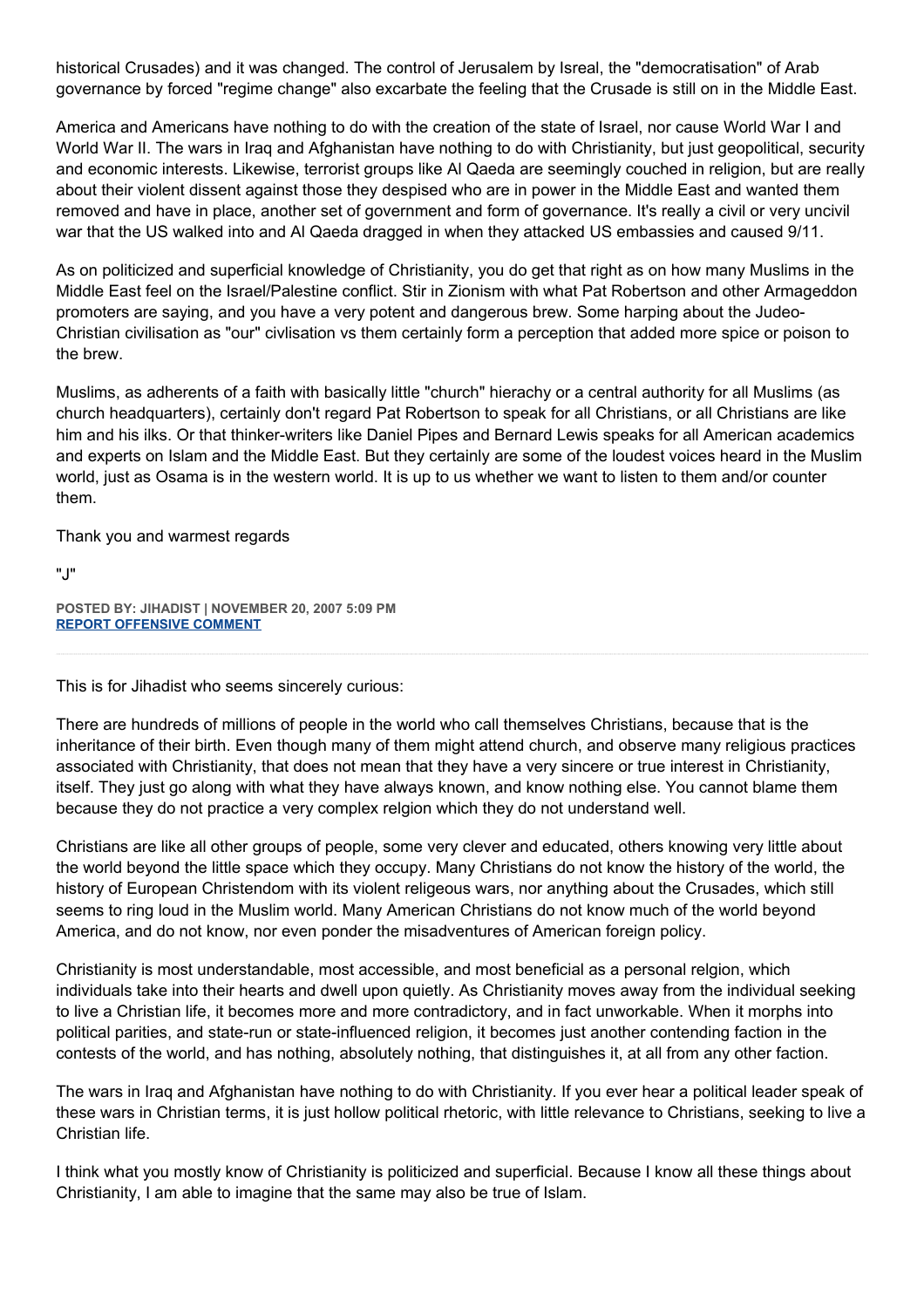historical Crusades) and it was changed. The control of Jerusalem by Isreal, the "democratisation" of Arab governance by forced "regime change" also excarbate the feeling that the Crusade is still on in the Middle East.

America and Americans have nothing to do with the creation of the state of Israel, nor cause World War I and World War II. The wars in Iraq and Afghanistan have nothing to do with Christianity, but just geopolitical, security and economic interests. Likewise, terrorist groups like Al Qaeda are seemingly couched in religion, but are really about their violent dissent against those they despised who are in power in the Middle East and wanted them removed and have in place, another set of government and form of governance. It's really a civil or very uncivil war that the US walked into and Al Qaeda dragged in when they attacked US embassies and caused 9/11.

As on politicized and superficial knowledge of Christianity, you do get that right as on how many Muslims in the Middle East feel on the Israel/Palestine conflict. Stir in Zionism with what Pat Robertson and other Armageddon promoters are saying, and you have a very potent and dangerous brew. Some harping about the Judeo-Christian civilisation as "our" civlisation vs them certainly form a perception that added more spice or poison to the brew.

Muslims, as adherents of a faith with basically little "church" hierachy or a central authority for all Muslims (as church headquarters), certainly don't regard Pat Robertson to speak for all Christians, or all Christians are like him and his ilks. Or that thinker-writers like Daniel Pipes and Bernard Lewis speaks for all American academics and experts on Islam and the Middle East. But they certainly are some of the loudest voices heard in the Muslim world, just as Osama is in the western world. It is up to us whether we want to listen to them and/or counter them.

Thank you and warmest regards

"J"

**POSTED BY: JIHADIST | NOVEMBER 20, 2007 5:09 PM**
**REPORT OFFENSIVE COMMENT**

---

This is for Jihadist who seems sincerely curious:

There are hundreds of millions of people in the world who call themselves Christians, because that is the inheritance of their birth. Even though many of them might attend church, and observe many religious practices associated with Christianity, that does not mean that they have a very sincere or true interest in Christianity, itself. They just go along with what they have always known, and know nothing else. You cannot blame them because they do not practice a very complex relgion which they do not understand well.

Christians are like all other groups of people, some very clever and educated, others knowing very little about the world beyond the little space which they occupy. Many Christians do not know the history of the world, the history of European Christendom with its violent religeous wars, nor anything about the Crusades, which still seems to ring loud in the Muslim world. Many American Christians do not know much of the world beyond America, and do not know, nor even ponder the misadventures of American foreign policy.

Christianity is most understandable, most accessible, and most beneficial as a personal relgion, which individuals take into their hearts and dwell upon quietly. As Christianity moves away from the individual seeking to live a Christian life, it becomes more and more contradictory, and in fact unworkable. When it morphs into political parities, and state-run or state-influenced religion, it becomes just another contending faction in the contests of the world, and has nothing, absolutely nothing, that distinguishes it, at all from any other faction.

The wars in Iraq and Afghanistan have nothing to do with Christianity. If you ever hear a political leader speak of these wars in Christian terms, it is just hollow political rhetoric, with little relevance to Christians, seeking to live a Christian life.

I think what you mostly know of Christianity is politicized and superficial. Because I know all these things about Christianity, I am able to imagine that the same may also be true of Islam.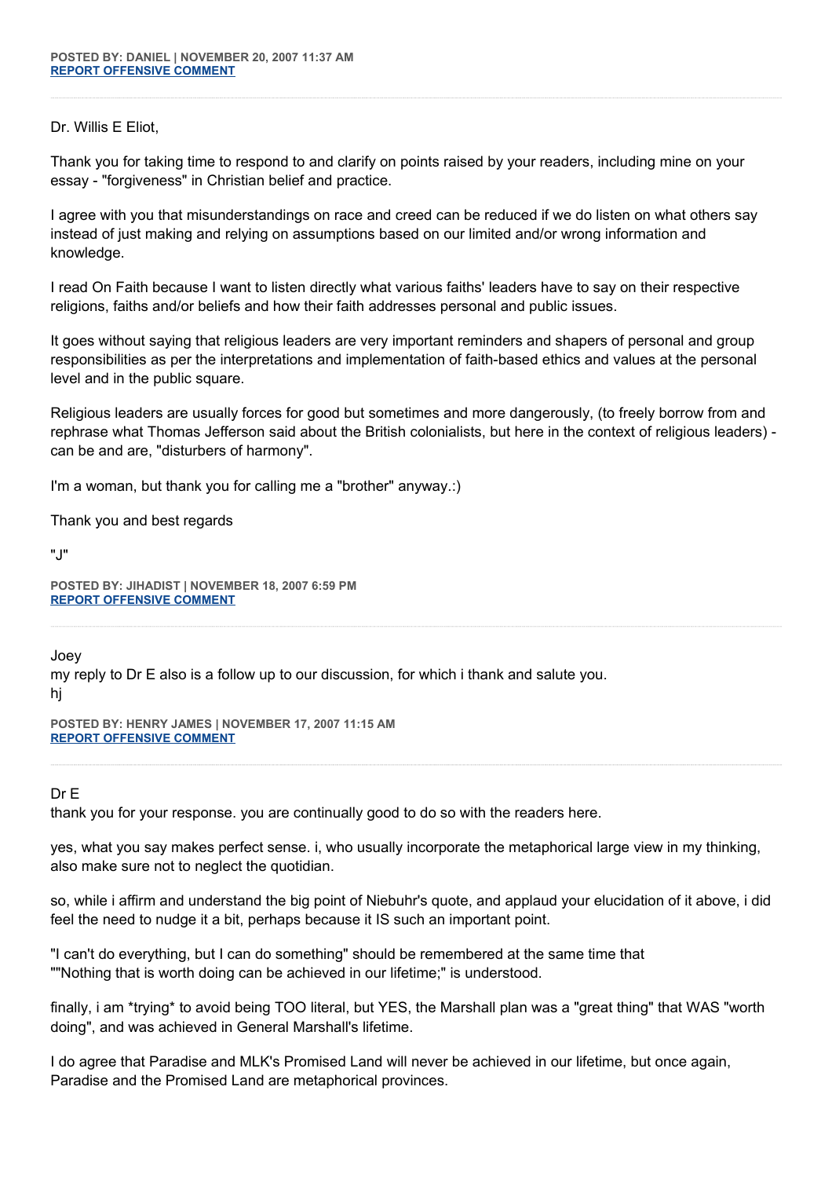**POSTED BY: DANIEL | NOVEMBER 20, 2007 11:37 AM**
**REPORT OFFENSIVE COMMENT**

---

Dr. Willis E Eliot,

Thank you for taking time to respond to and clarify on points raised by your readers, including mine on your essay - "forgiveness" in Christian belief and practice.

I agree with you that misunderstandings on race and creed can be reduced if we do listen on what others say instead of just making and relying on assumptions based on our limited and/or wrong information and knowledge.

I read On Faith because I want to listen directly what various faiths' leaders have to say on their respective religions, faiths and/or beliefs and how their faith addresses personal and public issues.

It goes without saying that religious leaders are very important reminders and shapers of personal and group responsibilities as per the interpretations and implementation of faith-based ethics and values at the personal level and in the public square.

Religious leaders are usually forces for good but sometimes and more dangerously, (to freely borrow from and rephrase what Thomas Jefferson said about the British colonialists, but here in the context of religious leaders) - can be and are, "disturbers of harmony".

I'm a woman, but thank you for calling me a "brother" anyway.:)

Thank you and best regards

"J"

**POSTED BY: JIHADIST | NOVEMBER 18, 2007 6:59 PM**
**REPORT OFFENSIVE COMMENT**

---

Joey
my reply to Dr E also is a follow up to our discussion, for which i thank and salute you.
hj

**POSTED BY: HENRY JAMES | NOVEMBER 17, 2007 11:15 AM**
**REPORT OFFENSIVE COMMENT**

---

Dr E
thank you for your response. you are continually good to do so with the readers here.

yes, what you say makes perfect sense. i, who usually incorporate the metaphorical large view in my thinking, also make sure not to neglect the quotidian.

so, while i affirm and understand the big point of Niebuhr's quote, and applaud your elucidation of it above, i did feel the need to nudge it a bit, perhaps because it IS such an important point.

"I can't do everything, but I can do something" should be remembered at the same time that
""Nothing that is worth doing can be achieved in our lifetime;" is understood.

finally, i am *trying* to avoid being TOO literal, but YES, the Marshall plan was a "great thing" that WAS "worth doing", and was achieved in General Marshall's lifetime.

I do agree that Paradise and MLK's Promised Land will never be achieved in our lifetime, but once again, Paradise and the Promised Land are metaphorical provinces.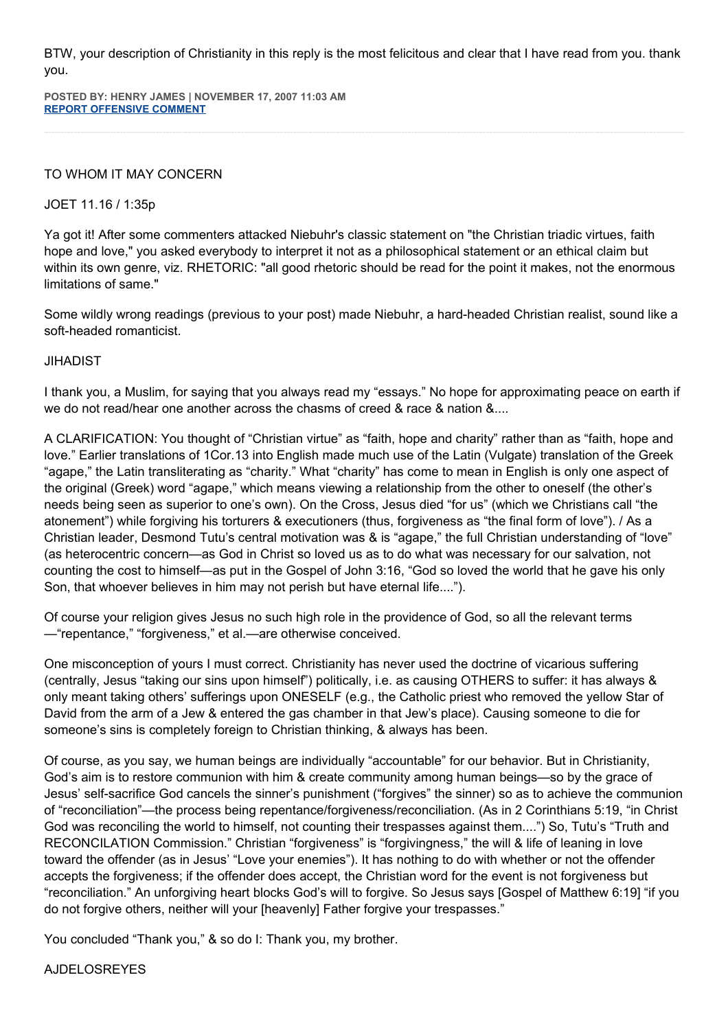BTW, your description of Christianity in this reply is the most felicitous and clear that I have read from you. thank you.

**POSTED BY: HENRY JAMES | NOVEMBER 17, 2007 11:03 AM**
**REPORT OFFENSIVE COMMENT**

---

TO WHOM IT MAY CONCERN

JOET 11.16 / 1:35p

Ya got it! After some commenters attacked Niebuhr's classic statement on "the Christian triadic virtues, faith hope and love," you asked everybody to interpret it not as a philosophical statement or an ethical claim but within its own genre, viz. RHETORIC: "all good rhetoric should be read for the point it makes, not the enormous limitations of same."

Some wildly wrong readings (previous to your post) made Niebuhr, a hard-headed Christian realist, sound like a soft-headed romanticist.

JIHADIST

I thank you, a Muslim, for saying that you always read my "essays." No hope for approximating peace on earth if we do not read/hear one another across the chasms of creed & race & nation &....

A CLARIFICATION: You thought of "Christian virtue" as "faith, hope and charity" rather than as "faith, hope and love." Earlier translations of 1Cor.13 into English made much use of the Latin (Vulgate) translation of the Greek "agape," the Latin transliterating as "charity." What "charity" has come to mean in English is only one aspect of the original (Greek) word "agape," which means viewing a relationship from the other to oneself (the other's needs being seen as superior to one's own). On the Cross, Jesus died "for us" (which we Christians call "the atonement") while forgiving his torturers & executioners (thus, forgiveness as "the final form of love"). / As a Christian leader, Desmond Tutu's central motivation was & is "agape," the full Christian understanding of "love" (as heterocentric concern—as God in Christ so loved us as to do what was necessary for our salvation, not counting the cost to himself—as put in the Gospel of John 3:16, "God so loved the world that he gave his only Son, that whoever believes in him may not perish but have eternal life....").

Of course your religion gives Jesus no such high role in the providence of God, so all the relevant terms —"repentance," "forgiveness," et al.—are otherwise conceived.

One misconception of yours I must correct. Christianity has never used the doctrine of vicarious suffering (centrally, Jesus "taking our sins upon himself") politically, i.e. as causing OTHERS to suffer: it has always & only meant taking others' sufferings upon ONESELF (e.g., the Catholic priest who removed the yellow Star of David from the arm of a Jew & entered the gas chamber in that Jew's place). Causing someone to die for someone's sins is completely foreign to Christian thinking, & always has been.

Of course, as you say, we human beings are individually "accountable" for our behavior. But in Christianity, God's aim is to restore communion with him & create community among human beings—so by the grace of Jesus' self-sacrifice God cancels the sinner's punishment ("forgives" the sinner) so as to achieve the communion of "reconciliation"—the process being repentance/forgiveness/reconciliation. (As in 2 Corinthians 5:19, "in Christ God was reconciling the world to himself, not counting their trespasses against them....") So, Tutu's "Truth and RECONCILATION Commission." Christian "forgiveness" is "forgivingness," the will & life of leaning in love toward the offender (as in Jesus' "Love your enemies"). It has nothing to do with whether or not the offender accepts the forgiveness; if the offender does accept, the Christian word for the event is not forgiveness but "reconciliation." An unforgiving heart blocks God's will to forgive. So Jesus says [Gospel of Matthew 6:19] "if you do not forgive others, neither will your [heavenly] Father forgive your trespasses."

You concluded "Thank you," & so do I: Thank you, my brother.

AJDELOSREYES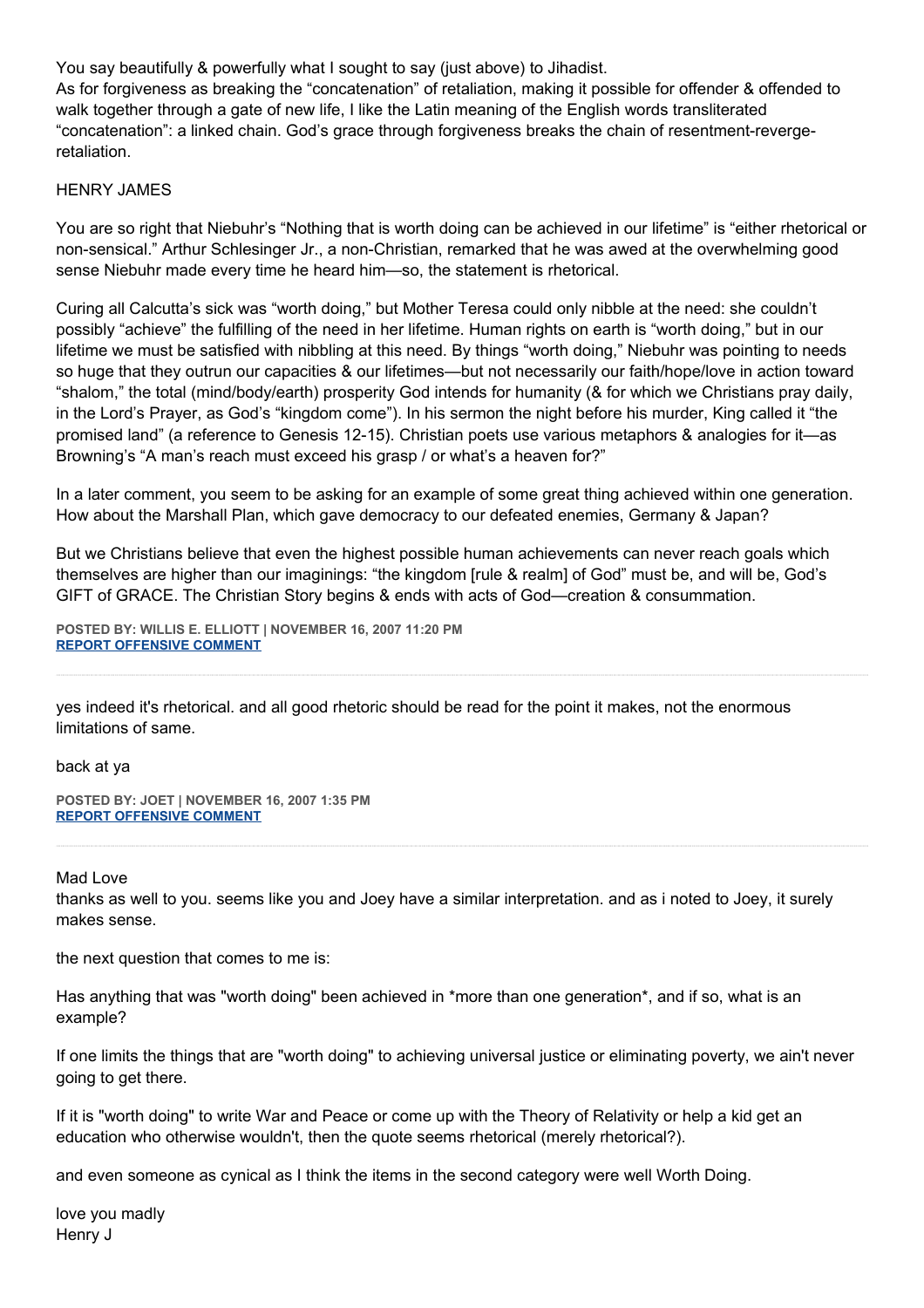You say beautifully & powerfully what I sought to say (just above) to Jihadist.
As for forgiveness as breaking the "concatenation" of retaliation, making it possible for offender & offended to walk together through a gate of new life, I like the Latin meaning of the English words transliterated "concatenation": a linked chain. God's grace through forgiveness breaks the chain of resentment-reverge-retaliation.

HENRY JAMES

You are so right that Niebuhr's "Nothing that is worth doing can be achieved in our lifetime" is "either rhetorical or non-sensical." Arthur Schlesinger Jr., a non-Christian, remarked that he was awed at the overwhelming good sense Niebuhr made every time he heard him—so, the statement is rhetorical.

Curing all Calcutta's sick was "worth doing," but Mother Teresa could only nibble at the need: she couldn't possibly "achieve" the fulfilling of the need in her lifetime. Human rights on earth is "worth doing," but in our lifetime we must be satisfied with nibbling at this need. By things "worth doing," Niebuhr was pointing to needs so huge that they outrun our capacities & our lifetimes—but not necessarily our faith/hope/love in action toward "shalom," the total (mind/body/earth) prosperity God intends for humanity (& for which we Christians pray daily, in the Lord's Prayer, as God's "kingdom come"). In his sermon the night before his murder, King called it "the promised land" (a reference to Genesis 12-15). Christian poets use various metaphors & analogies for it—as Browning's "A man's reach must exceed his grasp / or what's a heaven for?"

In a later comment, you seem to be asking for an example of some great thing achieved within one generation. How about the Marshall Plan, which gave democracy to our defeated enemies, Germany & Japan?

But we Christians believe that even the highest possible human achievements can never reach goals which themselves are higher than our imaginings: "the kingdom [rule & realm] of God" must be, and will be, God's GIFT of GRACE. The Christian Story begins & ends with acts of God—creation & consummation.

**POSTED BY: WILLIS E. ELLIOTT | NOVEMBER 16, 2007 11:20 PM**
**REPORT OFFENSIVE COMMENT**

---

yes indeed it's rhetorical. and all good rhetoric should be read for the point it makes, not the enormous limitations of same.

back at ya

**POSTED BY: JOET | NOVEMBER 16, 2007 1:35 PM**
**REPORT OFFENSIVE COMMENT**

---

Mad Love
thanks as well to you. seems like you and Joey have a similar interpretation. and as i noted to Joey, it surely makes sense.

the next question that comes to me is:

Has anything that was "worth doing" been achieved in *more than one generation*, and if so, what is an example?

If one limits the things that are "worth doing" to achieving universal justice or eliminating poverty, we ain't never going to get there.

If it is "worth doing" to write War and Peace or come up with the Theory of Relativity or help a kid get an education who otherwise wouldn't, then the quote seems rhetorical (merely rhetorical?).

and even someone as cynical as I think the items in the second category were well Worth Doing.

love you madly
Henry J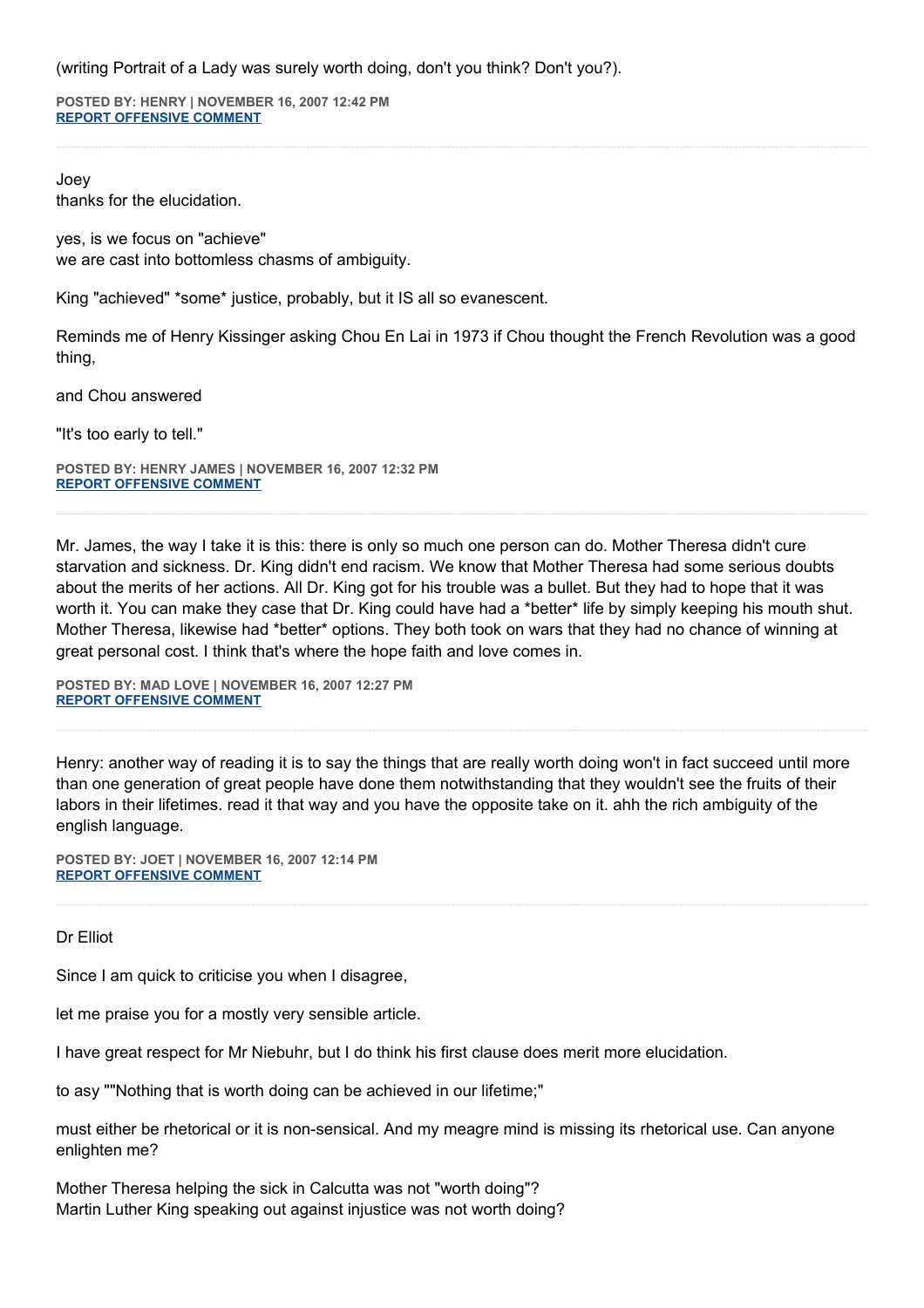(writing Portrait of a Lady was surely worth doing, don't you think? Don't you?).

**POSTED BY: HENRY | NOVEMBER 16, 2007 12:42 PM**
**REPORT OFFENSIVE COMMENT**

---

Joey
thanks for the elucidation.

yes, is we focus on "achieve"
we are cast into bottomless chasms of ambiguity.

King "achieved" *some* justice, probably, but it IS all so evanescent.

Reminds me of Henry Kissinger asking Chou En Lai in 1973 if Chou thought the French Revolution was a good thing,

and Chou answered

"It's too early to tell."

**POSTED BY: HENRY JAMES | NOVEMBER 16, 2007 12:32 PM**
**REPORT OFFENSIVE COMMENT**

---

Mr. James, the way I take it is this: there is only so much one person can do. Mother Theresa didn't cure starvation and sickness. Dr. King didn't end racism. We know that Mother Theresa had some serious doubts about the merits of her actions. All Dr. King got for his trouble was a bullet. But they had to hope that it was worth it. You can make they case that Dr. King could have had a *better* life by simply keeping his mouth shut. Mother Theresa, likewise had *better* options. They both took on wars that they had no chance of winning at great personal cost. I think that's where the hope faith and love comes in.

**POSTED BY: MAD LOVE | NOVEMBER 16, 2007 12:27 PM**
**REPORT OFFENSIVE COMMENT**

---

Henry: another way of reading it is to say the things that are really worth doing won't in fact succeed until more than one generation of great people have done them notwithstanding that they wouldn't see the fruits of their labors in their lifetimes. read it that way and you have the opposite take on it. ahh the rich ambiguity of the english language.

**POSTED BY: JOET | NOVEMBER 16, 2007 12:14 PM**
**REPORT OFFENSIVE COMMENT**

---

Dr Elliot

Since I am quick to criticise you when I disagree,

let me praise you for a mostly very sensible article.

I have great respect for Mr Niebuhr, but I do think his first clause does merit more elucidation.

to asy ""Nothing that is worth doing can be achieved in our lifetime;"

must either be rhetorical or it is non-sensical. And my meagre mind is missing its rhetorical use. Can anyone enlighten me?

Mother Theresa helping the sick in Calcutta was not "worth doing"?
Martin Luther King speaking out against injustice was not worth doing?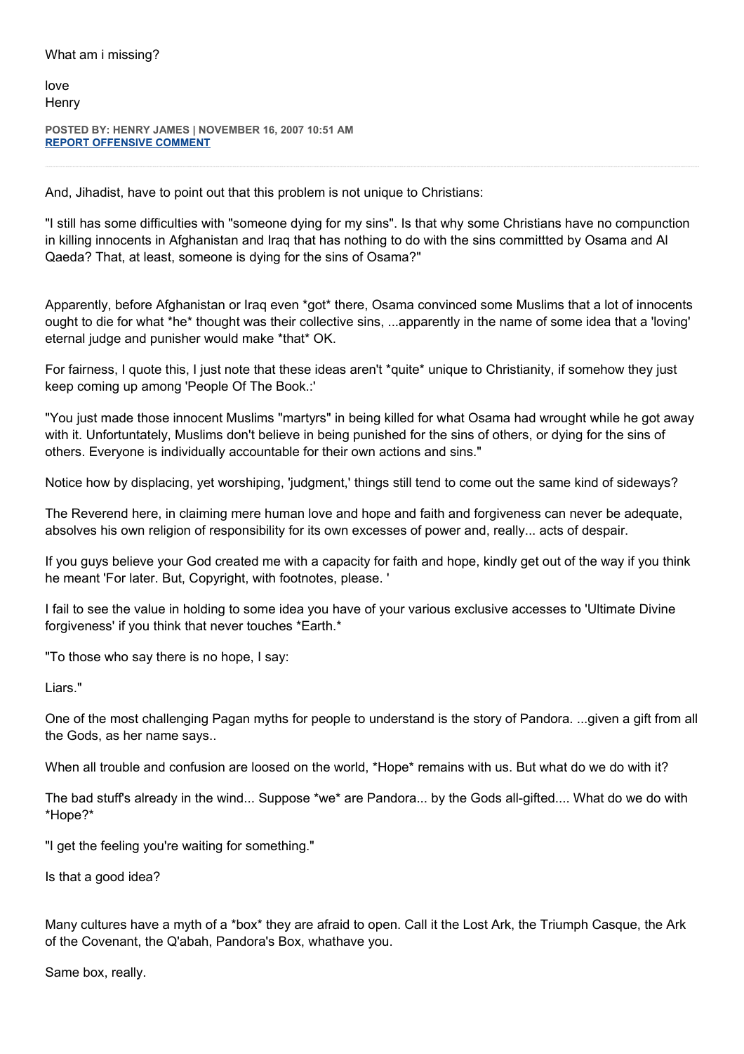What am i missing?

love
Henry

**POSTED BY: HENRY JAMES | NOVEMBER 16, 2007 10:51 AM**
**REPORT OFFENSIVE COMMENT**

---

And, Jihadist, have to point out that this problem is not unique to Christians:

"I still has some difficulties with "someone dying for my sins". Is that why some Christians have no compunction in killing innocents in Afghanistan and Iraq that has nothing to do with the sins committted by Osama and Al Qaeda? That, at least, someone is dying for the sins of Osama?"

Apparently, before Afghanistan or Iraq even *got* there, Osama convinced some Muslims that a lot of innocents ought to die for what *he* thought was their collective sins, ...apparently in the name of some idea that a 'loving' eternal judge and punisher would make *that* OK.

For fairness, I quote this, I just note that these ideas aren't *quite* unique to Christianity, if somehow they just keep coming up among 'People Of The Book.:'

"You just made those innocent Muslims "martyrs" in being killed for what Osama had wrought while he got away with it. Unfortuntately, Muslims don't believe in being punished for the sins of others, or dying for the sins of others. Everyone is individually accountable for their own actions and sins."

Notice how by displacing, yet worshiping, 'judgment,' things still tend to come out the same kind of sideways?

The Reverend here, in claiming mere human love and hope and faith and forgiveness can never be adequate, absolves his own religion of responsibility for its own excesses of power and, really... acts of despair.

If you guys believe your God created me with a capacity for faith and hope, kindly get out of the way if you think he meant 'For later. But, Copyright, with footnotes, please. '

I fail to see the value in holding to some idea you have of your various exclusive accesses to 'Ultimate Divine forgiveness' if you think that never touches *Earth.*

"To those who say there is no hope, I say:

Liars."

One of the most challenging Pagan myths for people to understand is the story of Pandora. ...given a gift from all the Gods, as her name says..

When all trouble and confusion are loosed on the world, *Hope* remains with us. But what do we do with it?

The bad stuff's already in the wind... Suppose *we* are Pandora... by the Gods all-gifted.... What do we do with *Hope?*

"I get the feeling you're waiting for something."

Is that a good idea?

Many cultures have a myth of a *box* they are afraid to open. Call it the Lost Ark, the Triumph Casque, the Ark of the Covenant, the Q'abah, Pandora's Box, whathave you.

Same box, really.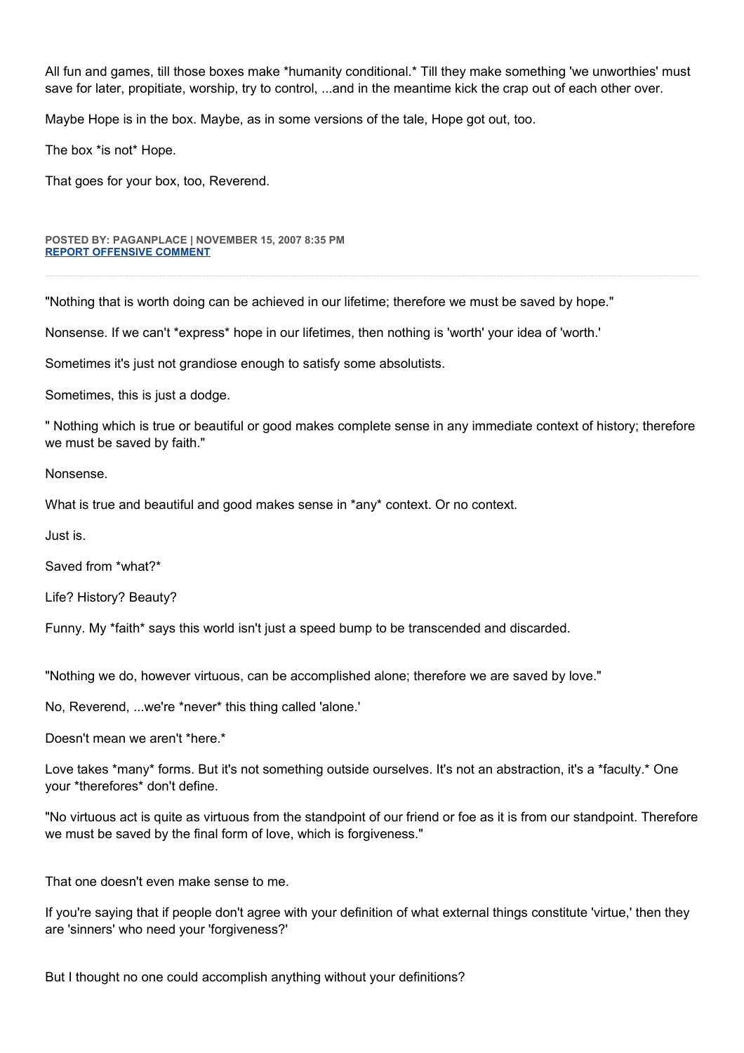All fun and games, till those boxes make *humanity conditional.* Till they make something 'we unworthies' must save for later, propitiate, worship, try to control, ...and in the meantime kick the crap out of each other over.

Maybe Hope is in the box. Maybe, as in some versions of the tale, Hope got out, too.

The box *is not* Hope.

That goes for your box, too, Reverend.

**POSTED BY: PAGANPLACE | NOVEMBER 15, 2007 8:35 PM**
**REPORT OFFENSIVE COMMENT**

---

"Nothing that is worth doing can be achieved in our lifetime; therefore we must be saved by hope."

Nonsense. If we can't *express* hope in our lifetimes, then nothing is 'worth' your idea of 'worth.'

Sometimes it's just not grandiose enough to satisfy some absolutists.

Sometimes, this is just a dodge.

" Nothing which is true or beautiful or good makes complete sense in any immediate context of history; therefore we must be saved by faith."

Nonsense.

What is true and beautiful and good makes sense in *any* context. Or no context.

Just is.

Saved from *what?*

Life? History? Beauty?

Funny. My *faith* says this world isn't just a speed bump to be transcended and discarded.

"Nothing we do, however virtuous, can be accomplished alone; therefore we are saved by love."

No, Reverend, ...we're *never* this thing called 'alone.'

Doesn't mean we aren't *here.*

Love takes *many* forms. But it's not something outside ourselves. It's not an abstraction, it's a *faculty.* One your *therefores* don't define.

"No virtuous act is quite as virtuous from the standpoint of our friend or foe as it is from our standpoint. Therefore we must be saved by the final form of love, which is forgiveness."

That one doesn't even make sense to me.

If you're saying that if people don't agree with your definition of what external things constitute 'virtue,' then they are 'sinners' who need your 'forgiveness?'

But I thought no one could accomplish anything without your definitions?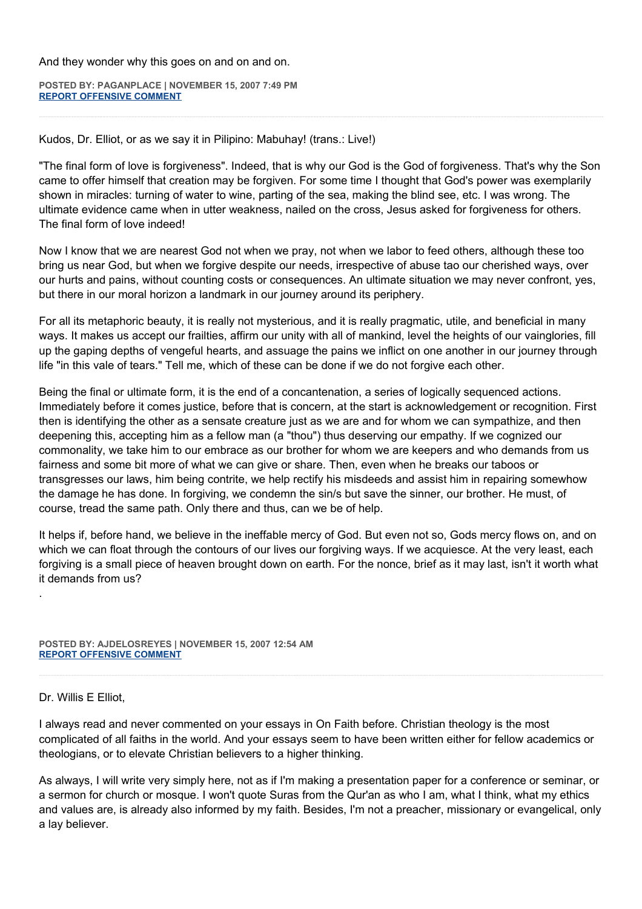And they wonder why this goes on and on and on.

**POSTED BY: PAGANPLACE | NOVEMBER 15, 2007 7:49 PM**
**REPORT OFFENSIVE COMMENT**

---

Kudos, Dr. Elliot, or as we say it in Pilipino: Mabuhay! (trans.: Live!)

"The final form of love is forgiveness". Indeed, that is why our God is the God of forgiveness. That's why the Son came to offer himself that creation may be forgiven. For some time I thought that God's power was exemplarily shown in miracles: turning of water to wine, parting of the sea, making the blind see, etc. I was wrong. The ultimate evidence came when in utter weakness, nailed on the cross, Jesus asked for forgiveness for others. The final form of love indeed!

Now I know that we are nearest God not when we pray, not when we labor to feed others, although these too bring us near God, but when we forgive despite our needs, irrespective of abuse tao our cherished ways, over our hurts and pains, without counting costs or consequences. An ultimate situation we may never confront, yes, but there in our moral horizon a landmark in our journey around its periphery.

For all its metaphoric beauty, it is really not mysterious, and it is really pragmatic, utile, and beneficial in many ways. It makes us accept our frailties, affirm our unity with all of mankind, level the heights of our vainglories, fill up the gaping depths of vengeful hearts, and assuage the pains we inflict on one another in our journey through life "in this vale of tears." Tell me, which of these can be done if we do not forgive each other.

Being the final or ultimate form, it is the end of a concantenation, a series of logically sequenced actions. Immediately before it comes justice, before that is concern, at the start is acknowledgement or recognition. First then is identifying the other as a sensate creature just as we are and for whom we can sympathize, and then deepening this, accepting him as a fellow man (a "thou") thus deserving our empathy. If we cognized our commonality, we take him to our embrace as our brother for whom we are keepers and who demands from us fairness and some bit more of what we can give or share. Then, even when he breaks our taboos or transgresses our laws, him being contrite, we help rectify his misdeeds and assist him in repairing somehow the damage he has done. In forgiving, we condemn the sin/s but save the sinner, our brother. He must, of course, tread the same path. Only there and thus, can we be of help.

It helps if, before hand, we believe in the ineffable mercy of God. But even not so, Gods mercy flows on, and on which we can float through the contours of our lives our forgiving ways. If we acquiesce. At the very least, each forgiving is a small piece of heaven brought down on earth. For the nonce, brief as it may last, isn't it worth what it demands from us?

.

**POSTED BY: AJDELOSREYES | NOVEMBER 15, 2007 12:54 AM**
**REPORT OFFENSIVE COMMENT**

---

Dr. Willis E Elliot,

I always read and never commented on your essays in On Faith before. Christian theology is the most complicated of all faiths in the world. And your essays seem to have been written either for fellow academics or theologians, or to elevate Christian believers to a higher thinking.

As always, I will write very simply here, not as if I'm making a presentation paper for a conference or seminar, or a sermon for church or mosque. I won't quote Suras from the Qur'an as who I am, what I think, what my ethics and values are, is already also informed by my faith. Besides, I'm not a preacher, missionary or evangelical, only a lay believer.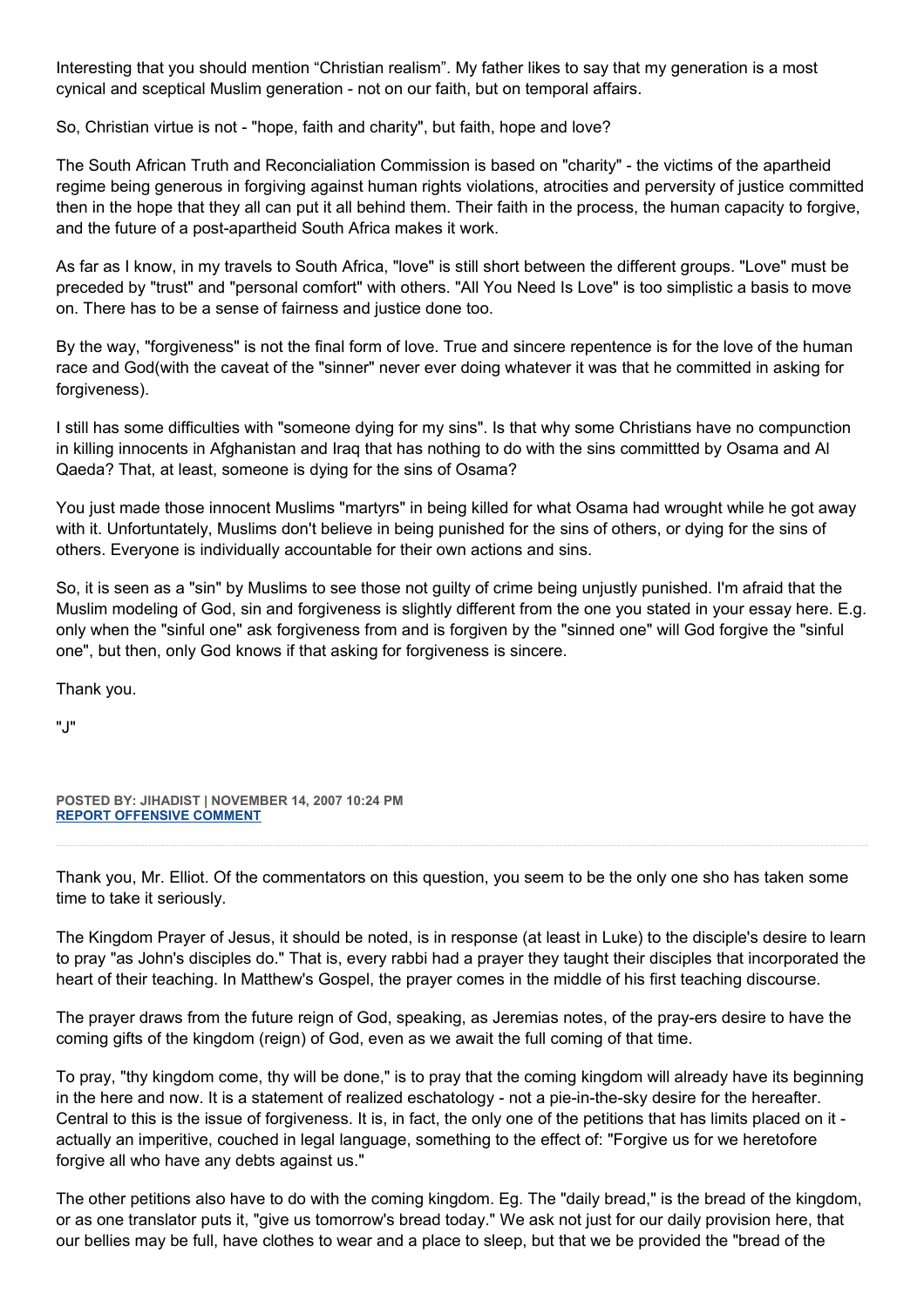Interesting that you should mention “Christian realism”. My father likes to say that my generation is a most cynical and sceptical Muslim generation - not on our faith, but on temporal affairs.

So, Christian virtue is not - "hope, faith and charity", but faith, hope and love?

The South African Truth and Reconcialiation Commission is based on "charity" - the victims of the apartheid regime being generous in forgiving against human rights violations, atrocities and perversity of justice committed then in the hope that they all can put it all behind them. Their faith in the process, the human capacity to forgive, and the future of a post-apartheid South Africa makes it work.

As far as I know, in my travels to South Africa, "love" is still short between the different groups. "Love" must be preceded by "trust" and "personal comfort" with others. "All You Need Is Love" is too simplistic a basis to move on. There has to be a sense of fairness and justice done too.

By the way, "forgiveness" is not the final form of love. True and sincere repentence is for the love of the human race and God(with the caveat of the "sinner" never ever doing whatever it was that he committed in asking for forgiveness).

I still has some difficulties with "someone dying for my sins". Is that why some Christians have no compunction in killing innocents in Afghanistan and Iraq that has nothing to do with the sins committted by Osama and Al Qaeda? That, at least, someone is dying for the sins of Osama?

You just made those innocent Muslims "martyrs" in being killed for what Osama had wrought while he got away with it. Unfortuntately, Muslims don't believe in being punished for the sins of others, or dying for the sins of others. Everyone is individually accountable for their own actions and sins.

So, it is seen as a "sin" by Muslims to see those not guilty of crime being unjustly punished. I'm afraid that the Muslim modeling of God, sin and forgiveness is slightly different from the one you stated in your essay here. E.g. only when the "sinful one" ask forgiveness from and is forgiven by the "sinned one" will God forgive the "sinful one", but then, only God knows if that asking for forgiveness is sincere.

Thank you.

"J"

**POSTED BY: JIHADIST | NOVEMBER 14, 2007 10:24 PM**
**REPORT OFFENSIVE COMMENT**

---

Thank you, Mr. Elliot. Of the commentators on this question, you seem to be the only one sho has taken some time to take it seriously.

The Kingdom Prayer of Jesus, it should be noted, is in response (at least in Luke) to the disciple's desire to learn to pray "as John's disciples do." That is, every rabbi had a prayer they taught their disciples that incorporated the heart of their teaching. In Matthew's Gospel, the prayer comes in the middle of his first teaching discourse.

The prayer draws from the future reign of God, speaking, as Jeremias notes, of the pray-ers desire to have the coming gifts of the kingdom (reign) of God, even as we await the full coming of that time.

To pray, "thy kingdom come, thy will be done," is to pray that the coming kingdom will already have its beginning in the here and now. It is a statement of realized eschatology - not a pie-in-the-sky desire for the hereafter. Central to this is the issue of forgiveness. It is, in fact, the only one of the petitions that has limits placed on it - actually an imperitive, couched in legal language, something to the effect of: "Forgive us for we heretofore forgive all who have any debts against us."

The other petitions also have to do with the coming kingdom. Eg. The "daily bread," is the bread of the kingdom, or as one translator puts it, "give us tomorrow's bread today." We ask not just for our daily provision here, that our bellies may be full, have clothes to wear and a place to sleep, but that we be provided the "bread of the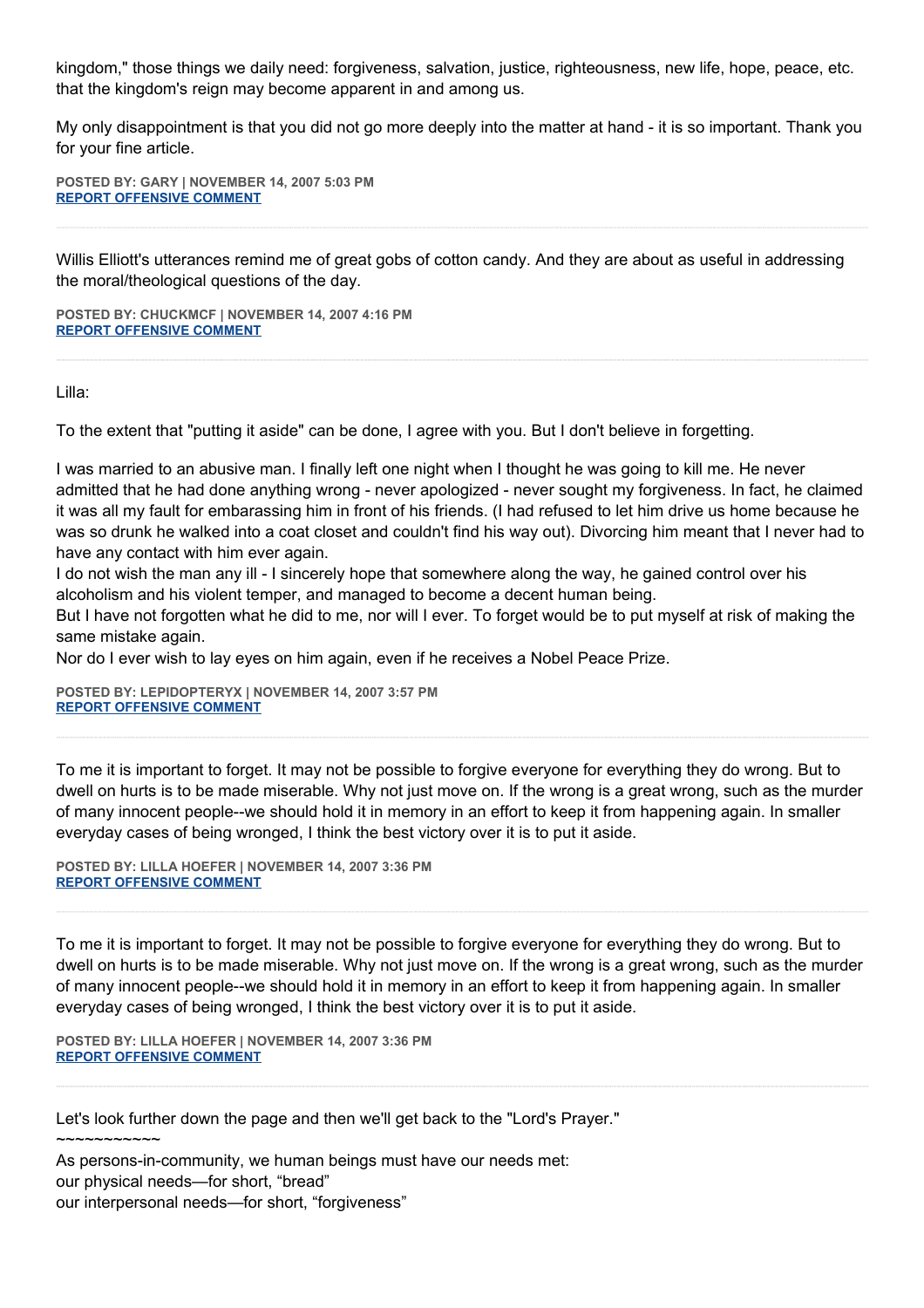kingdom," those things we daily need: forgiveness, salvation, justice, righteousness, new life, hope, peace, etc. that the kingdom's reign may become apparent in and among us.

My only disappointment is that you did not go more deeply into the matter at hand - it is so important. Thank you for your fine article.

**POSTED BY: GARY | NOVEMBER 14, 2007 5:03 PM**
**REPORT OFFENSIVE COMMENT**

---

Willis Elliott's utterances remind me of great gobs of cotton candy. And they are about as useful in addressing the moral/theological questions of the day.

**POSTED BY: CHUCKMCF | NOVEMBER 14, 2007 4:16 PM**
**REPORT OFFENSIVE COMMENT**

---

Lilla:

To the extent that "putting it aside" can be done, I agree with you. But I don't believe in forgetting.

I was married to an abusive man. I finally left one night when I thought he was going to kill me. He never admitted that he had done anything wrong - never apologized - never sought my forgiveness. In fact, he claimed it was all my fault for embarassing him in front of his friends. (I had refused to let him drive us home because he was so drunk he walked into a coat closet and couldn't find his way out). Divorcing him meant that I never had to have any contact with him ever again.
I do not wish the man any ill - I sincerely hope that somewhere along the way, he gained control over his alcoholism and his violent temper, and managed to become a decent human being.
But I have not forgotten what he did to me, nor will I ever. To forget would be to put myself at risk of making the same mistake again.
Nor do I ever wish to lay eyes on him again, even if he receives a Nobel Peace Prize.

**POSTED BY: LEPIDOPTERYX | NOVEMBER 14, 2007 3:57 PM**
**REPORT OFFENSIVE COMMENT**

---

To me it is important to forget. It may not be possible to forgive everyone for everything they do wrong. But to dwell on hurts is to be made miserable. Why not just move on. If the wrong is a great wrong, such as the murder of many innocent people--we should hold it in memory in an effort to keep it from happening again. In smaller everyday cases of being wronged, I think the best victory over it is to put it aside.

**POSTED BY: LILLA HOEFER | NOVEMBER 14, 2007 3:36 PM**
**REPORT OFFENSIVE COMMENT**

---

To me it is important to forget. It may not be possible to forgive everyone for everything they do wrong. But to dwell on hurts is to be made miserable. Why not just move on. If the wrong is a great wrong, such as the murder of many innocent people--we should hold it in memory in an effort to keep it from happening again. In smaller everyday cases of being wronged, I think the best victory over it is to put it aside.

**POSTED BY: LILLA HOEFER | NOVEMBER 14, 2007 3:36 PM**
**REPORT OFFENSIVE COMMENT**

---

Let's look further down the page and then we'll get back to the "Lord's Prayer."
~~~~~~~~~~~
As persons-in-community, we human beings must have our needs met:
our physical needs—for short, “bread”
our interpersonal needs—for short, “forgiveness”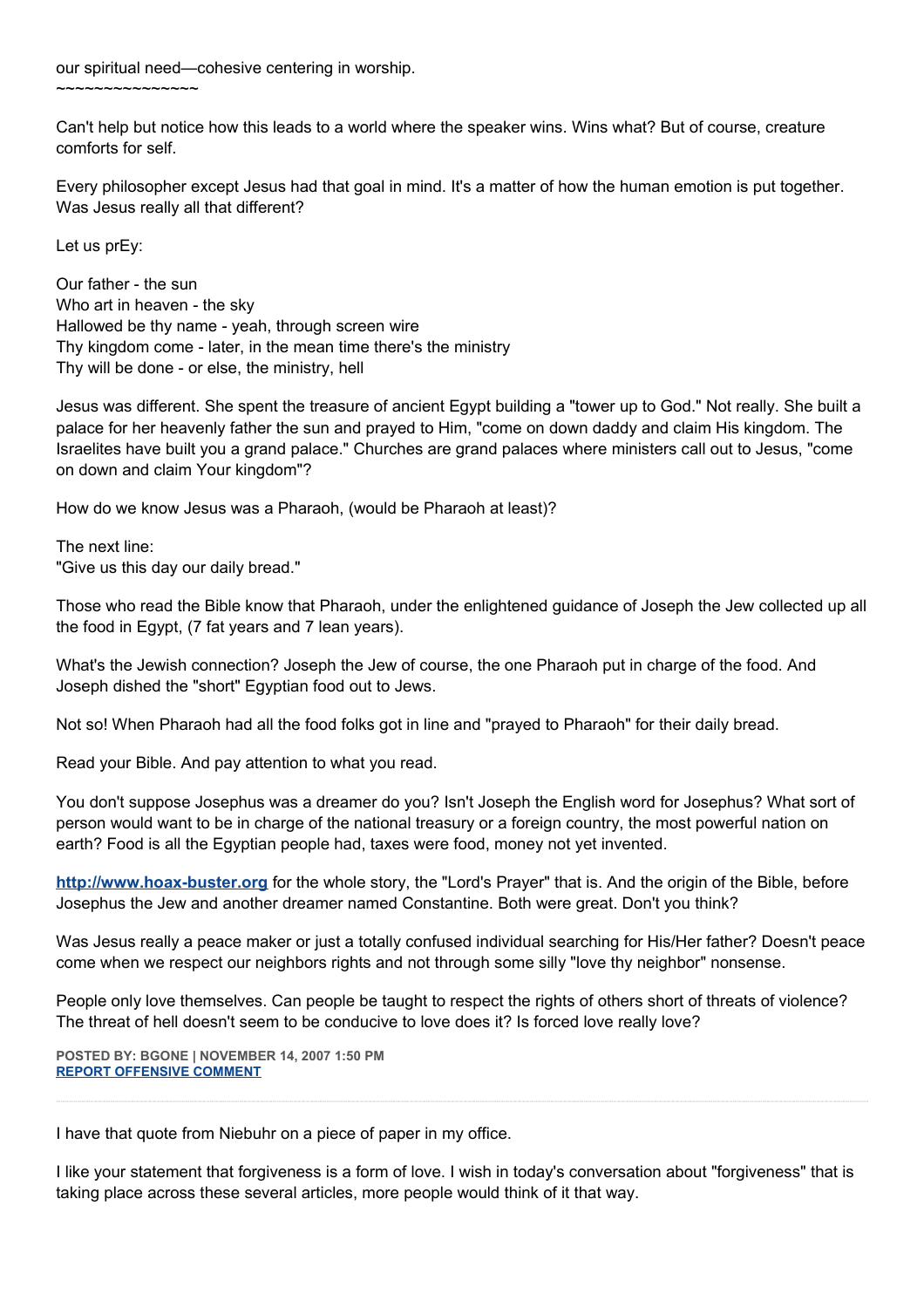our spiritual need—cohesive centering in worship.
~~~~~~~~~~~~~~~

Can't help but notice how this leads to a world where the speaker wins. Wins what? But of course, creature comforts for self.

Every philosopher except Jesus had that goal in mind. It's a matter of how the human emotion is put together. Was Jesus really all that different?

Let us prEy:

Our father - the sun
Who art in heaven - the sky
Hallowed be thy name - yeah, through screen wire
Thy kingdom come - later, in the mean time there's the ministry
Thy will be done - or else, the ministry, hell

Jesus was different. She spent the treasure of ancient Egypt building a "tower up to God." Not really. She built a palace for her heavenly father the sun and prayed to Him, "come on down daddy and claim His kingdom. The Israelites have built you a grand palace." Churches are grand palaces where ministers call out to Jesus, "come on down and claim Your kingdom"?

How do we know Jesus was a Pharaoh, (would be Pharaoh at least)?

The next line:
"Give us this day our daily bread."

Those who read the Bible know that Pharaoh, under the enlightened guidance of Joseph the Jew collected up all the food in Egypt, (7 fat years and 7 lean years).

What's the Jewish connection? Joseph the Jew of course, the one Pharaoh put in charge of the food. And Joseph dished the "short" Egyptian food out to Jews.

Not so! When Pharaoh had all the food folks got in line and "prayed to Pharaoh" for their daily bread.

Read your Bible. And pay attention to what you read.

You don't suppose Josephus was a dreamer do you? Isn't Joseph the English word for Josephus? What sort of person would want to be in charge of the national treasury or a foreign country, the most powerful nation on earth? Food is all the Egyptian people had, taxes were food, money not yet invented.

**[http://www.hoax-buster.org](http://www.hoax-buster.org)** for the whole story, the "Lord's Prayer" that is. And the origin of the Bible, before Josephus the Jew and another dreamer named Constantine. Both were great. Don't you think?

Was Jesus really a peace maker or just a totally confused individual searching for His/Her father? Doesn't peace come when we respect our neighbors rights and not through some silly "love thy neighbor" nonsense.

People only love themselves. Can people be taught to respect the rights of others short of threats of violence? The threat of hell doesn't seem to be conducive to love does it? Is forced love really love?

**POSTED BY: BGONE | NOVEMBER 14, 2007 1:50 PM**
**REPORT OFFENSIVE COMMENT**

---

I have that quote from Niebuhr on a piece of paper in my office.

I like your statement that forgiveness is a form of love. I wish in today's conversation about "forgiveness" that is taking place across these several articles, more people would think of it that way.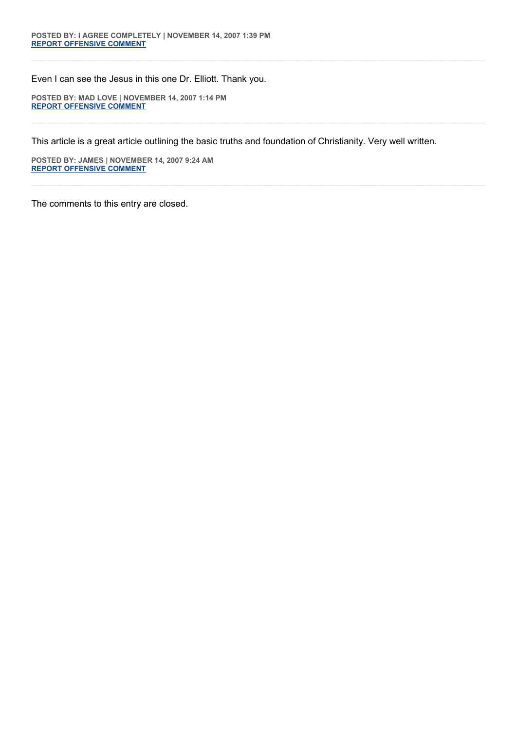**POSTED BY: I AGREE COMPLETELY | NOVEMBER 14, 2007 1:39 PM**
**REPORT OFFENSIVE COMMENT**

---

Even I can see the Jesus in this one Dr. Elliott. Thank you.

**POSTED BY: MAD LOVE | NOVEMBER 14, 2007 1:14 PM**
**REPORT OFFENSIVE COMMENT**

---

This article is a great article outlining the basic truths and foundation of Christianity. Very well written.

**POSTED BY: JAMES | NOVEMBER 14, 2007 9:24 AM**
**REPORT OFFENSIVE COMMENT**

---

The comments to this entry are closed.